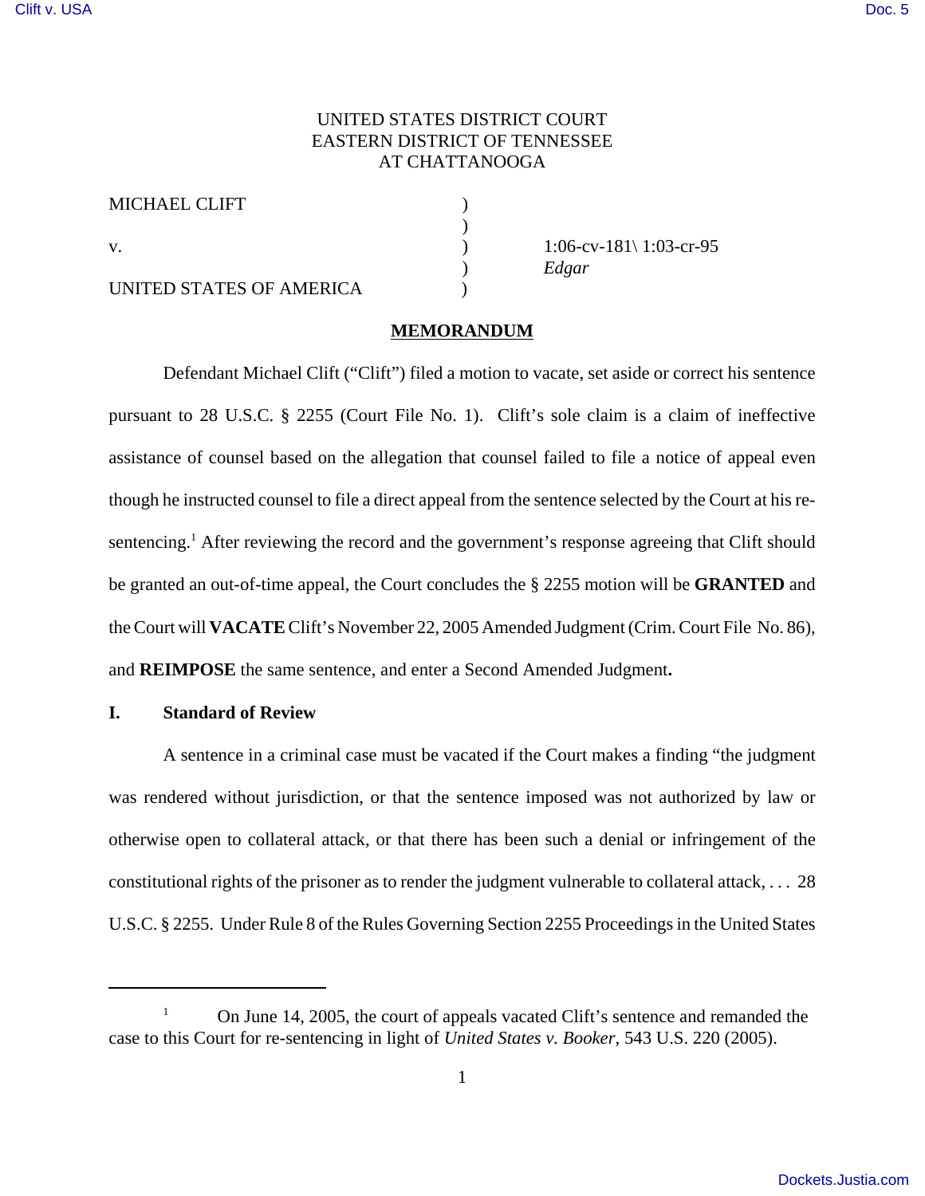UNITED STATES DISTRICT COURT
EASTERN DISTRICT OF TENNESSEE
AT CHATTANOOGA

| | | |
|---|---|---|
| MICHAEL CLIFT | ) | |
| | ) | |
| v. | ) | 1:06-cv-181\ 1:03-cr-95 |
| | ) | *Edgar* |
| UNITED STATES OF AMERICA | ) | |

**MEMORANDUM**

Defendant Michael Clift ("Clift") filed a motion to vacate, set aside or correct his sentence pursuant to 28 U.S.C. § 2255 (Court File No. 1). Clift's sole claim is a claim of ineffective assistance of counsel based on the allegation that counsel failed to file a notice of appeal even though he instructed counsel to file a direct appeal from the sentence selected by the Court at his re-sentencing.[1] After reviewing the record and the government's response agreeing that Clift should be granted an out-of-time appeal, the Court concludes the § 2255 motion will be **GRANTED** and the Court will **VACATE** Clift's November 22, 2005 Amended Judgment (Crim. Court File No. 86), and **REIMPOSE** the same sentence, and enter a Second Amended Judgment**.**

## I. Standard of Review

A sentence in a criminal case must be vacated if the Court makes a finding "the judgment was rendered without jurisdiction, or that the sentence imposed was not authorized by law or otherwise open to collateral attack, or that there has been such a denial or infringement of the constitutional rights of the prisoner as to render the judgment vulnerable to collateral attack, . . . 28 U.S.C. § 2255. Under Rule 8 of the Rules Governing Section 2255 Proceedings in the United States

---

[1] On June 14, 2005, the court of appeals vacated Clift's sentence and remanded the case to this Court for re-sentencing in light of *United States v. Booker*, 543 U.S. 220 (2005).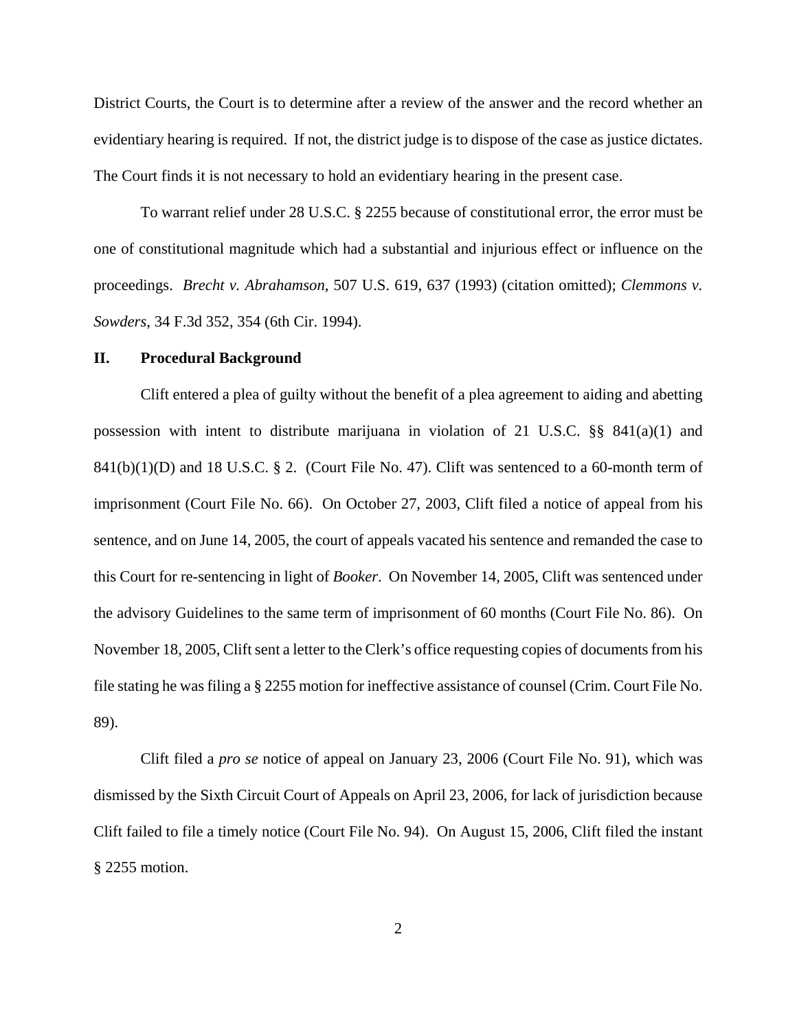District Courts, the Court is to determine after a review of the answer and the record whether an evidentiary hearing is required. If not, the district judge is to dispose of the case as justice dictates. The Court finds it is not necessary to hold an evidentiary hearing in the present case.

To warrant relief under 28 U.S.C. § 2255 because of constitutional error, the error must be one of constitutional magnitude which had a substantial and injurious effect or influence on the proceedings. *Brecht v. Abrahamson*, 507 U.S. 619, 637 (1993) (citation omitted); *Clemmons v. Sowders*, 34 F.3d 352, 354 (6th Cir. 1994).

## II. Procedural Background

Clift entered a plea of guilty without the benefit of a plea agreement to aiding and abetting possession with intent to distribute marijuana in violation of 21 U.S.C. §§ 841(a)(1) and 841(b)(1)(D) and 18 U.S.C. § 2. (Court File No. 47). Clift was sentenced to a 60-month term of imprisonment (Court File No. 66). On October 27, 2003, Clift filed a notice of appeal from his sentence, and on June 14, 2005, the court of appeals vacated his sentence and remanded the case to this Court for re-sentencing in light of *Booker*. On November 14, 2005, Clift was sentenced under the advisory Guidelines to the same term of imprisonment of 60 months (Court File No. 86). On November 18, 2005, Clift sent a letter to the Clerk's office requesting copies of documents from his file stating he was filing a § 2255 motion for ineffective assistance of counsel (Crim. Court File No. 89).

Clift filed a *pro se* notice of appeal on January 23, 2006 (Court File No. 91), which was dismissed by the Sixth Circuit Court of Appeals on April 23, 2006, for lack of jurisdiction because Clift failed to file a timely notice (Court File No. 94). On August 15, 2006, Clift filed the instant § 2255 motion.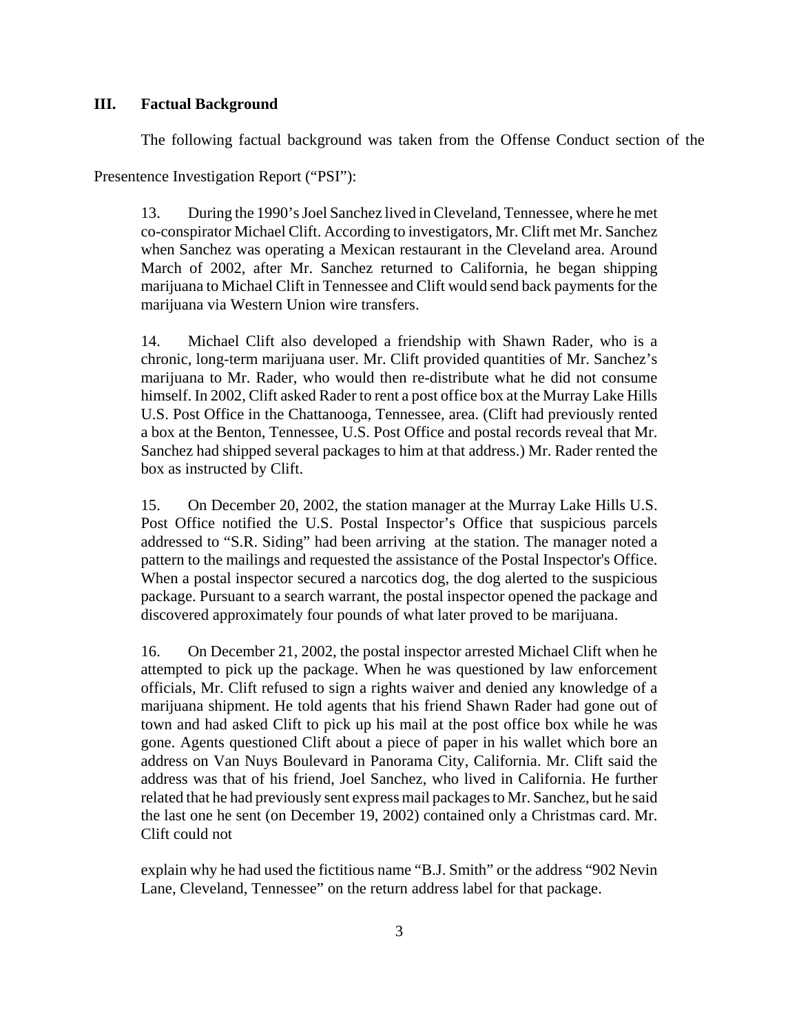## III. Factual Background

The following factual background was taken from the Offense Conduct section of the Presentence Investigation Report ("PSI"):

> 13. During the 1990's Joel Sanchez lived in Cleveland, Tennessee, where he met co-conspirator Michael Clift. According to investigators, Mr. Clift met Mr. Sanchez when Sanchez was operating a Mexican restaurant in the Cleveland area. Around March of 2002, after Mr. Sanchez returned to California, he began shipping marijuana to Michael Clift in Tennessee and Clift would send back payments for the marijuana via Western Union wire transfers.
>
> 14. Michael Clift also developed a friendship with Shawn Rader, who is a chronic, long-term marijuana user. Mr. Clift provided quantities of Mr. Sanchez's marijuana to Mr. Rader, who would then re-distribute what he did not consume himself. In 2002, Clift asked Rader to rent a post office box at the Murray Lake Hills U.S. Post Office in the Chattanooga, Tennessee, area. (Clift had previously rented a box at the Benton, Tennessee, U.S. Post Office and postal records reveal that Mr. Sanchez had shipped several packages to him at that address.) Mr. Rader rented the box as instructed by Clift.
>
> 15. On December 20, 2002, the station manager at the Murray Lake Hills U.S. Post Office notified the U.S. Postal Inspector's Office that suspicious parcels addressed to "S.R. Siding" had been arriving at the station. The manager noted a pattern to the mailings and requested the assistance of the Postal Inspector's Office. When a postal inspector secured a narcotics dog, the dog alerted to the suspicious package. Pursuant to a search warrant, the postal inspector opened the package and discovered approximately four pounds of what later proved to be marijuana.
>
> 16. On December 21, 2002, the postal inspector arrested Michael Clift when he attempted to pick up the package. When he was questioned by law enforcement officials, Mr. Clift refused to sign a rights waiver and denied any knowledge of a marijuana shipment. He told agents that his friend Shawn Rader had gone out of town and had asked Clift to pick up his mail at the post office box while he was gone. Agents questioned Clift about a piece of paper in his wallet which bore an address on Van Nuys Boulevard in Panorama City, California. Mr. Clift said the address was that of his friend, Joel Sanchez, who lived in California. He further related that he had previously sent express mail packages to Mr. Sanchez, but he said the last one he sent (on December 19, 2002) contained only a Christmas card. Mr. Clift could not explain why he had used the fictitious name "B.J. Smith" or the address "902 Nevin Lane, Cleveland, Tennessee" on the return address label for that package.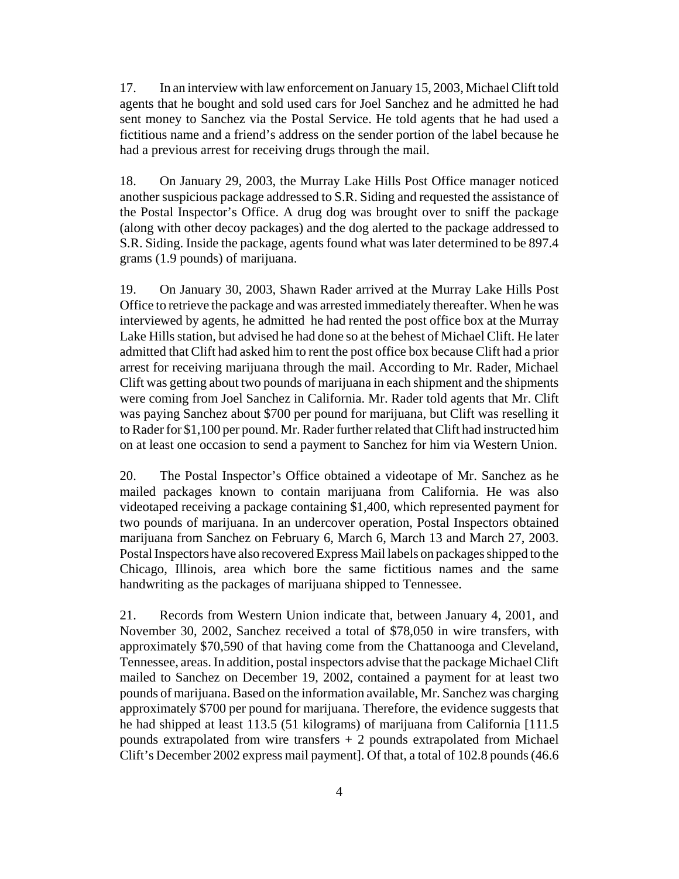17. In an interview with law enforcement on January 15, 2003, Michael Clift told agents that he bought and sold used cars for Joel Sanchez and he admitted he had sent money to Sanchez via the Postal Service. He told agents that he had used a fictitious name and a friend's address on the sender portion of the label because he had a previous arrest for receiving drugs through the mail.

18. On January 29, 2003, the Murray Lake Hills Post Office manager noticed another suspicious package addressed to S.R. Siding and requested the assistance of the Postal Inspector's Office. A drug dog was brought over to sniff the package (along with other decoy packages) and the dog alerted to the package addressed to S.R. Siding. Inside the package, agents found what was later determined to be 897.4 grams (1.9 pounds) of marijuana.

19. On January 30, 2003, Shawn Rader arrived at the Murray Lake Hills Post Office to retrieve the package and was arrested immediately thereafter. When he was interviewed by agents, he admitted he had rented the post office box at the Murray Lake Hills station, but advised he had done so at the behest of Michael Clift. He later admitted that Clift had asked him to rent the post office box because Clift had a prior arrest for receiving marijuana through the mail. According to Mr. Rader, Michael Clift was getting about two pounds of marijuana in each shipment and the shipments were coming from Joel Sanchez in California. Mr. Rader told agents that Mr. Clift was paying Sanchez about $700 per pound for marijuana, but Clift was reselling it to Rader for $1,100 per pound. Mr. Rader further related that Clift had instructed him on at least one occasion to send a payment to Sanchez for him via Western Union.

20. The Postal Inspector's Office obtained a videotape of Mr. Sanchez as he mailed packages known to contain marijuana from California. He was also videotaped receiving a package containing $1,400, which represented payment for two pounds of marijuana. In an undercover operation, Postal Inspectors obtained marijuana from Sanchez on February 6, March 6, March 13 and March 27, 2003. Postal Inspectors have also recovered Express Mail labels on packages shipped to the Chicago, Illinois, area which bore the same fictitious names and the same handwriting as the packages of marijuana shipped to Tennessee.

21. Records from Western Union indicate that, between January 4, 2001, and November 30, 2002, Sanchez received a total of $78,050 in wire transfers, with approximately $70,590 of that having come from the Chattanooga and Cleveland, Tennessee, areas. In addition, postal inspectors advise that the package Michael Clift mailed to Sanchez on December 19, 2002, contained a payment for at least two pounds of marijuana. Based on the information available, Mr. Sanchez was charging approximately $700 per pound for marijuana. Therefore, the evidence suggests that he had shipped at least 113.5 (51 kilograms) of marijuana from California [111.5 pounds extrapolated from wire transfers + 2 pounds extrapolated from Michael Clift's December 2002 express mail payment]. Of that, a total of 102.8 pounds (46.6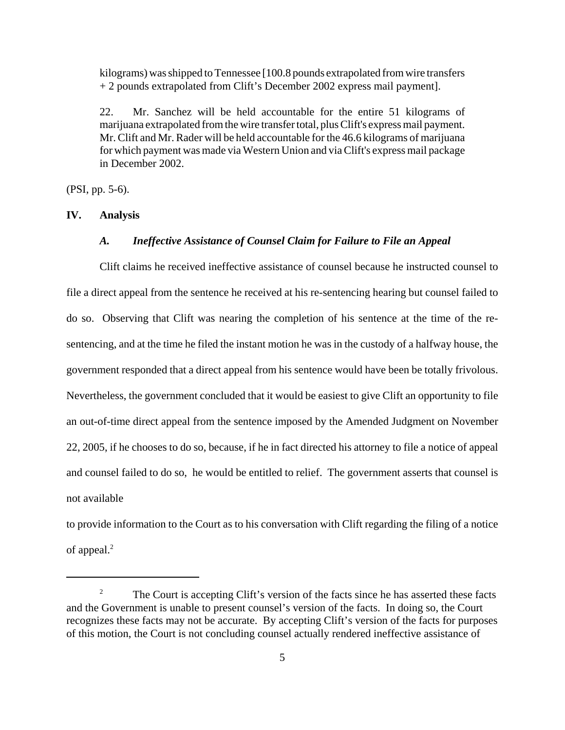> kilograms) was shipped to Tennessee [100.8 pounds extrapolated from wire transfers + 2 pounds extrapolated from Clift's December 2002 express mail payment].
>
> 22. Mr. Sanchez will be held accountable for the entire 51 kilograms of marijuana extrapolated from the wire transfer total, plus Clift's express mail payment. Mr. Clift and Mr. Rader will be held accountable for the 46.6 kilograms of marijuana for which payment was made via Western Union and via Clift's express mail package in December 2002.

(PSI, pp. 5-6).

## IV. Analysis

### *A. Ineffective Assistance of Counsel Claim for Failure to File an Appeal*

Clift claims he received ineffective assistance of counsel because he instructed counsel to file a direct appeal from the sentence he received at his re-sentencing hearing but counsel failed to do so. Observing that Clift was nearing the completion of his sentence at the time of the re-sentencing, and at the time he filed the instant motion he was in the custody of a halfway house, the government responded that a direct appeal from his sentence would have been be totally frivolous. Nevertheless, the government concluded that it would be easiest to give Clift an opportunity to file an out-of-time direct appeal from the sentence imposed by the Amended Judgment on November 22, 2005, if he chooses to do so, because, if he in fact directed his attorney to file a notice of appeal and counsel failed to do so, he would be entitled to relief. The government asserts that counsel is not available

to provide information to the Court as to his conversation with Clift regarding the filing of a notice of appeal.[2]

---

[2] The Court is accepting Clift's version of the facts since he has asserted these facts and the Government is unable to present counsel's version of the facts. In doing so, the Court recognizes these facts may not be accurate. By accepting Clift's version of the facts for purposes of this motion, the Court is not concluding counsel actually rendered ineffective assistance of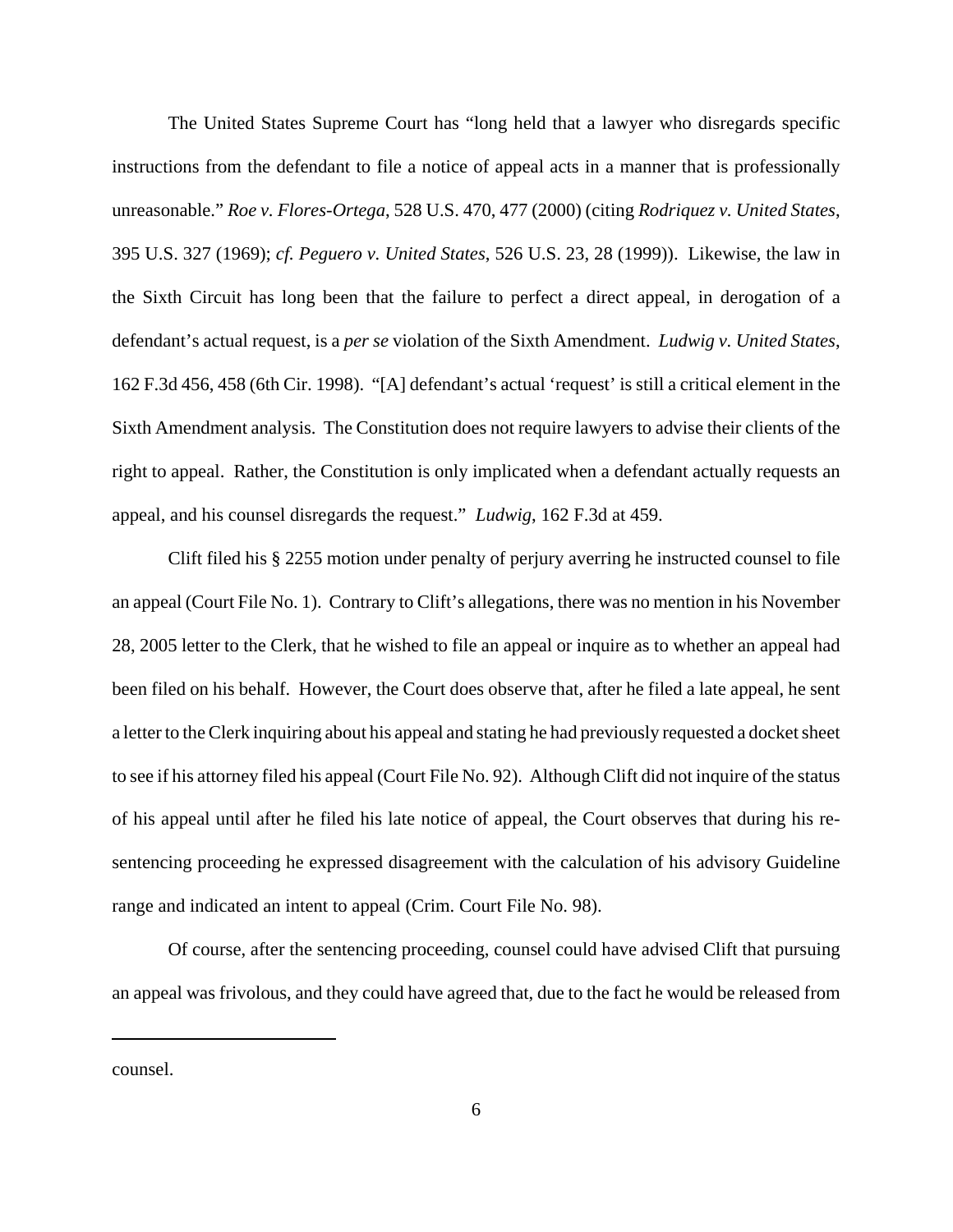The United States Supreme Court has "long held that a lawyer who disregards specific instructions from the defendant to file a notice of appeal acts in a manner that is professionally unreasonable." *Roe v. Flores-Ortega*, 528 U.S. 470, 477 (2000) (citing *Rodriquez v. United States*, 395 U.S. 327 (1969); *cf. Peguero v. United States*, 526 U.S. 23, 28 (1999)). Likewise, the law in the Sixth Circuit has long been that the failure to perfect a direct appeal, in derogation of a defendant's actual request, is a *per se* violation of the Sixth Amendment. *Ludwig v. United States*, 162 F.3d 456, 458 (6th Cir. 1998). "[A] defendant's actual 'request' is still a critical element in the Sixth Amendment analysis. The Constitution does not require lawyers to advise their clients of the right to appeal. Rather, the Constitution is only implicated when a defendant actually requests an appeal, and his counsel disregards the request." *Ludwig*, 162 F.3d at 459.

Clift filed his § 2255 motion under penalty of perjury averring he instructed counsel to file an appeal (Court File No. 1). Contrary to Clift's allegations, there was no mention in his November 28, 2005 letter to the Clerk, that he wished to file an appeal or inquire as to whether an appeal had been filed on his behalf. However, the Court does observe that, after he filed a late appeal, he sent a letter to the Clerk inquiring about his appeal and stating he had previously requested a docket sheet to see if his attorney filed his appeal (Court File No. 92). Although Clift did not inquire of the status of his appeal until after he filed his late notice of appeal, the Court observes that during his re-sentencing proceeding he expressed disagreement with the calculation of his advisory Guideline range and indicated an intent to appeal (Crim. Court File No. 98).

Of course, after the sentencing proceeding, counsel could have advised Clift that pursuing an appeal was frivolous, and they could have agreed that, due to the fact he would be released from

---

counsel.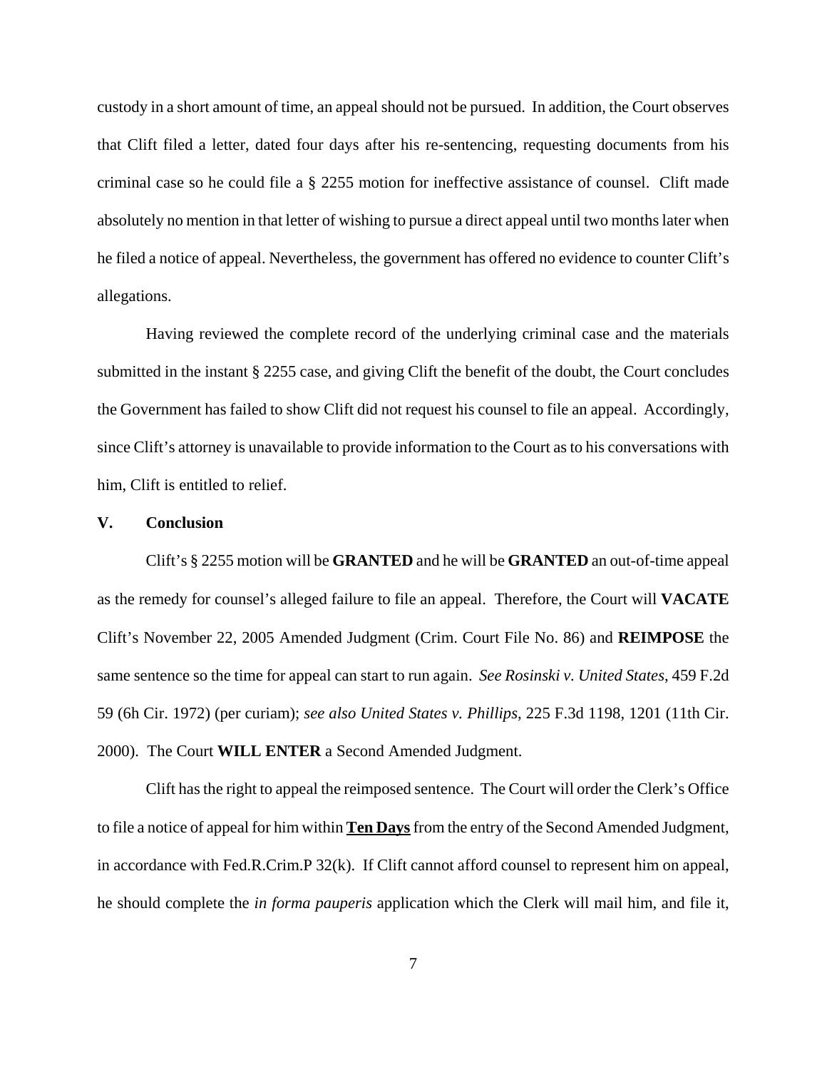custody in a short amount of time, an appeal should not be pursued. In addition, the Court observes that Clift filed a letter, dated four days after his re-sentencing, requesting documents from his criminal case so he could file a § 2255 motion for ineffective assistance of counsel. Clift made absolutely no mention in that letter of wishing to pursue a direct appeal until two months later when he filed a notice of appeal. Nevertheless, the government has offered no evidence to counter Clift's allegations.

Having reviewed the complete record of the underlying criminal case and the materials submitted in the instant § 2255 case, and giving Clift the benefit of the doubt, the Court concludes the Government has failed to show Clift did not request his counsel to file an appeal. Accordingly, since Clift's attorney is unavailable to provide information to the Court as to his conversations with him, Clift is entitled to relief.

## V. Conclusion

Clift's § 2255 motion will be **GRANTED** and he will be **GRANTED** an out-of-time appeal as the remedy for counsel's alleged failure to file an appeal. Therefore, the Court will **VACATE** Clift's November 22, 2005 Amended Judgment (Crim. Court File No. 86) and **REIMPOSE** the same sentence so the time for appeal can start to run again. *See Rosinski v. United States*, 459 F.2d 59 (6h Cir. 1972) (per curiam); *see also United States v. Phillips*, 225 F.3d 1198, 1201 (11th Cir. 2000). The Court **WILL ENTER** a Second Amended Judgment.

Clift has the right to appeal the reimposed sentence. The Court will order the Clerk's Office to file a notice of appeal for him within **Ten Days** from the entry of the Second Amended Judgment, in accordance with Fed.R.Crim.P 32(k). If Clift cannot afford counsel to represent him on appeal, he should complete the *in forma pauperis* application which the Clerk will mail him, and file it,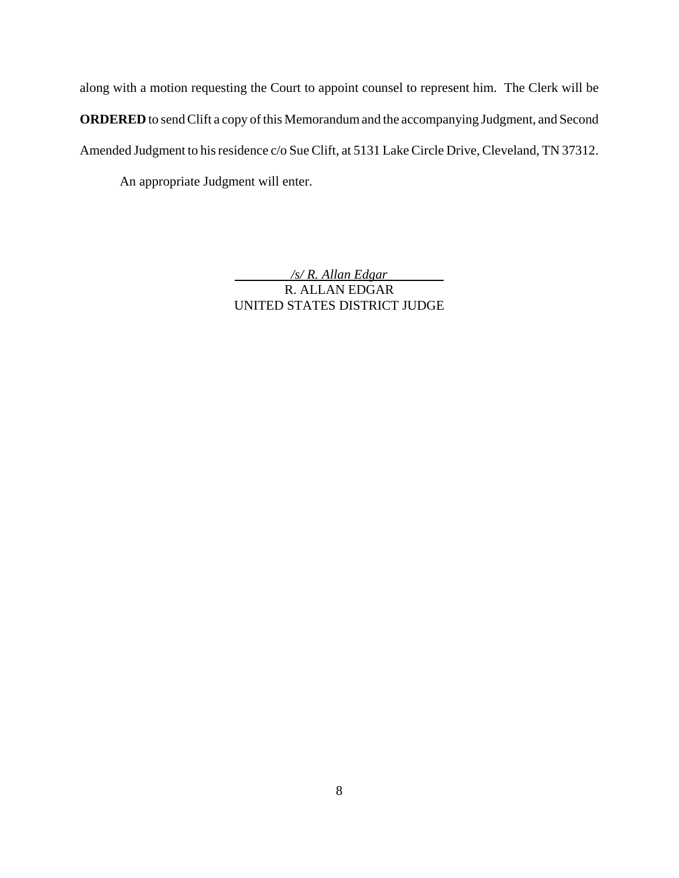along with a motion requesting the Court to appoint counsel to represent him. The Clerk will be **ORDERED** to send Clift a copy of this Memorandum and the accompanying Judgment, and Second Amended Judgment to his residence c/o Sue Clift, at 5131 Lake Circle Drive, Cleveland, TN 37312.

An appropriate Judgment will enter.

*/s/ R. Allan Edgar*
R. ALLAN EDGAR
UNITED STATES DISTRICT JUDGE